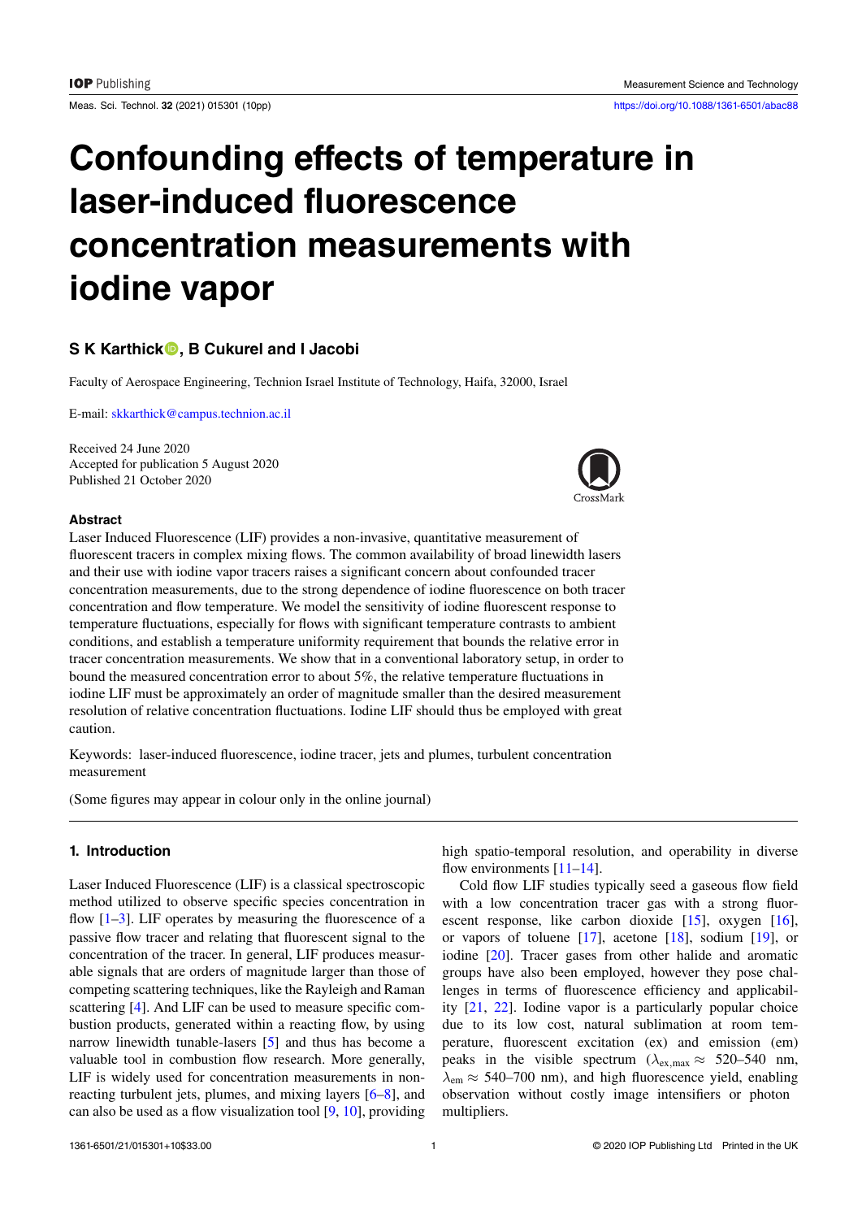# Confounding effects of temperature in laser-induced fluorescence concentration measurements with iodine vapor

**S K Karthick, B Cukurel and I Jacobi**

Faculty of Aerospace Engineering, Technion Israel Institute of Technology, Haifa, 32000, Israel

E-mail: skkarthick@campus.technion.ac.il

Received 24 June 2020
Accepted for publication 5 August 2020
Published 21 October 2020

## Abstract

Laser Induced Fluorescence (LIF) provides a non-invasive, quantitative measurement of fluorescent tracers in complex mixing flows. The common availability of broad linewidth lasers and their use with iodine vapor tracers raises a significant concern about confounded tracer concentration measurements, due to the strong dependence of iodine fluorescence on both tracer concentration and flow temperature. We model the sensitivity of iodine fluorescent response to temperature fluctuations, especially for flows with significant temperature contrasts to ambient conditions, and establish a temperature uniformity requirement that bounds the relative error in tracer concentration measurements. We show that in a conventional laboratory setup, in order to bound the measured concentration error to about 5%, the relative temperature fluctuations in iodine LIF must be approximately an order of magnitude smaller than the desired measurement resolution of relative concentration fluctuations. Iodine LIF should thus be employed with great caution.

Keywords: laser-induced fluorescence, iodine tracer, jets and plumes, turbulent concentration measurement

(Some figures may appear in colour only in the online journal)

## 1. Introduction

Laser Induced Fluorescence (LIF) is a classical spectroscopic method utilized to observe specific species concentration in flow [1–3]. LIF operates by measuring the fluorescence of a passive flow tracer and relating that fluorescent signal to the concentration of the tracer. In general, LIF produces measurable signals that are orders of magnitude larger than those of competing scattering techniques, like the Rayleigh and Raman scattering [4]. And LIF can be used to measure specific combustion products, generated within a reacting flow, by using narrow linewidth tunable-lasers [5] and thus has become a valuable tool in combustion flow research. More generally, LIF is widely used for concentration measurements in non-reacting turbulent jets, plumes, and mixing layers [6–8], and can also be used as a flow visualization tool [9, 10], providing high spatio-temporal resolution, and operability in diverse flow environments [11–14].

Cold flow LIF studies typically seed a gaseous flow field with a low concentration tracer gas with a strong fluorescent response, like carbon dioxide [15], oxygen [16], or vapors of toluene [17], acetone [18], sodium [19], or iodine [20]. Tracer gases from other halide and aromatic groups have also been employed, however they pose challenges in terms of fluorescence efficiency and applicability [21, 22]. Iodine vapor is a particularly popular choice due to its low cost, natural sublimation at room temperature, fluorescent excitation (ex) and emission (em) peaks in the visible spectrum ($\lambda_{ex,max} \approx$ 520–540 nm, $\lambda_{em} \approx$ 540–700 nm), and high fluorescence yield, enabling observation without costly image intensifiers or photon multipliers.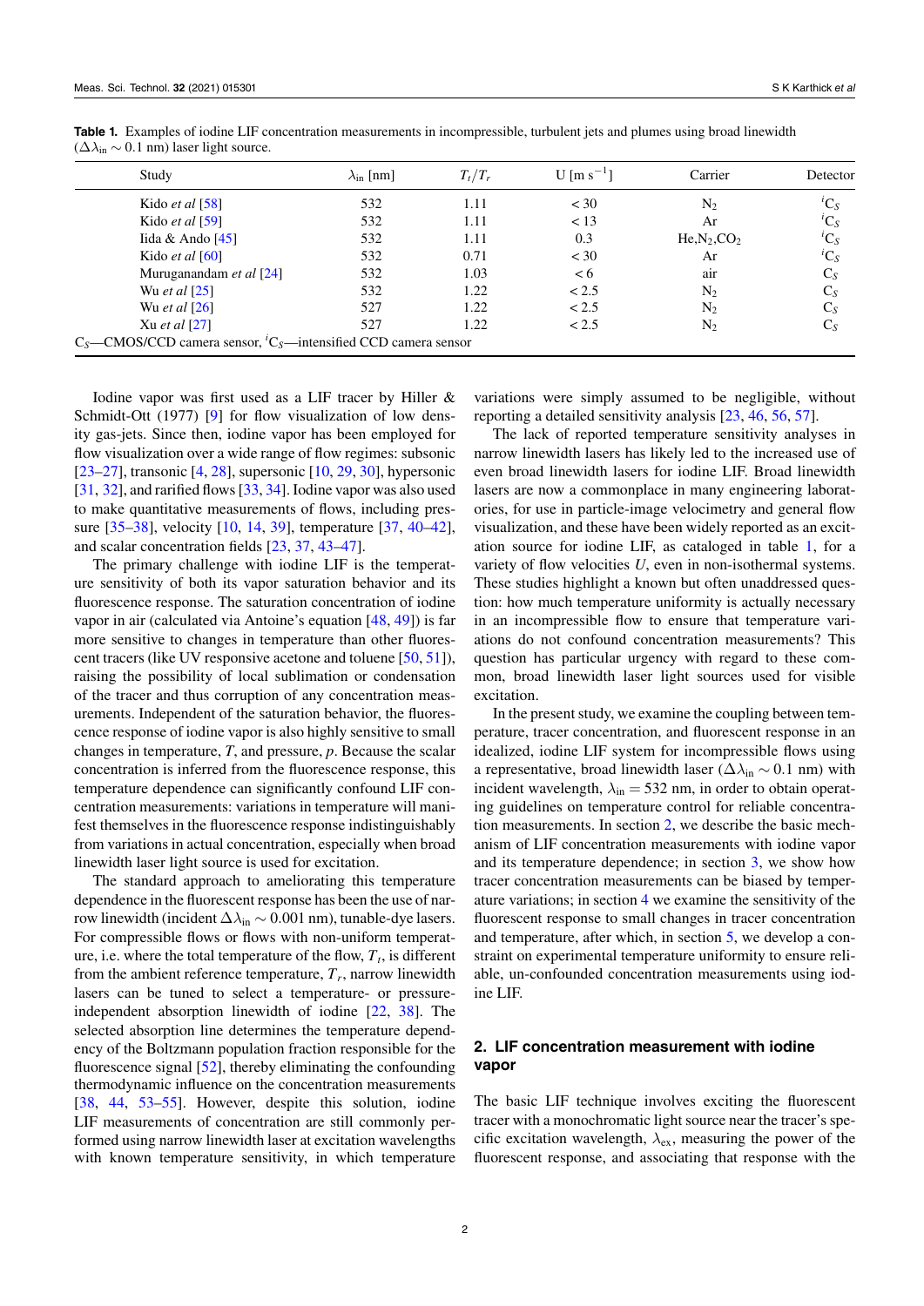**Table 1.** Examples of iodine LIF concentration measurements in incompressible, turbulent jets and plumes using broad linewidth ($\Delta\lambda_{in} \sim 0.1$ nm) laser light source.

| Study | $\lambda_{in}$ [nm] | $T_t/T_r$ | U [m s$^{-1}$] | Carrier | Detector |
|---|---|---|---|---|---|
| Kido *et al* [58] | 532 | 1.11 | < 30 | $N_2$ | $^iC_S$ |
| Kido *et al* [59] | 532 | 1.11 | < 13 | Ar | $^iC_S$ |
| Iida & Ando [45] | 532 | 1.11 | 0.3 | He,$N_2$,$CO_2$ | $^iC_S$ |
| Kido *et al* [60] | 532 | 0.71 | < 30 | Ar | $^iC_S$ |
| Muruganandam *et al* [24] | 532 | 1.03 | < 6 | air | $C_S$ |
| Wu *et al* [25] | 532 | 1.22 | < 2.5 | $N_2$ | $C_S$ |
| Wu *et al* [26] | 527 | 1.22 | < 2.5 | $N_2$ | $C_S$ |
| Xu *et al* [27] | 527 | 1.22 | < 2.5 | $N_2$ | $C_S$ |

$C_S$—CMOS/CCD camera sensor, $^iC_S$—intensified CCD camera sensor

Iodine vapor was first used as a LIF tracer by Hiller & Schmidt-Ott (1977) [9] for flow visualization of low density gas-jets. Since then, iodine vapor has been employed for flow visualization over a wide range of flow regimes: subsonic [23–27], transonic [4, 28], supersonic [10, 29, 30], hypersonic [31, 32], and rarified flows [33, 34]. Iodine vapor was also used to make quantitative measurements of flows, including pressure [35–38], velocity [10, 14, 39], temperature [37, 40–42], and scalar concentration fields [23, 37, 43–47].

The primary challenge with iodine LIF is the temperature sensitivity of both its vapor saturation behavior and its fluorescence response. The saturation concentration of iodine vapor in air (calculated via Antoine's equation [48, 49]) is far more sensitive to changes in temperature than other fluorescent tracers (like UV responsive acetone and toluene [50, 51]), raising the possibility of local sublimation or condensation of the tracer and thus corruption of any concentration measurements. Independent of the saturation behavior, the fluorescence response of iodine vapor is also highly sensitive to small changes in temperature, $T$, and pressure, $p$. Because the scalar concentration is inferred from the fluorescence response, this temperature dependence can significantly confound LIF concentration measurements: variations in temperature will manifest themselves in the fluorescence response indistinguishably from variations in actual concentration, especially when broad linewidth laser light source is used for excitation.

The standard approach to ameliorating this temperature dependence in the fluorescent response has been the use of narrow linewidth (incident $\Delta\lambda_{in} \sim 0.001$ nm), tunable-dye lasers. For compressible flows or flows with non-uniform temperature, i.e. where the total temperature of the flow, $T_t$, is different from the ambient reference temperature, $T_r$, narrow linewidth lasers can be tuned to select a temperature- or pressure-independent absorption linewidth of iodine [22, 38]. The selected absorption line determines the temperature dependency of the Boltzmann population fraction responsible for the fluorescence signal [52], thereby eliminating the confounding thermodynamic influence on the concentration measurements [38, 44, 53–55]. However, despite this solution, iodine LIF measurements of concentration are still commonly performed using narrow linewidth laser at excitation wavelengths with known temperature sensitivity, in which temperature variations were simply assumed to be negligible, without reporting a detailed sensitivity analysis [23, 46, 56, 57].

The lack of reported temperature sensitivity analyses in narrow linewidth lasers has likely led to the increased use of even broad linewidth lasers for iodine LIF. Broad linewidth lasers are now a commonplace in many engineering laboratories, for use in particle-image velocimetry and general flow visualization, and these have been widely reported as an excitation source for iodine LIF, as cataloged in table 1, for a variety of flow velocities $U$, even in non-isothermal systems. These studies highlight a known but often unaddressed question: how much temperature uniformity is actually necessary in an incompressible flow to ensure that temperature variations do not confound concentration measurements? This question has particular urgency with regard to these common, broad linewidth laser light sources used for visible excitation.

In the present study, we examine the coupling between temperature, tracer concentration, and fluorescent response in an idealized, iodine LIF system for incompressible flows using a representative, broad linewidth laser ($\Delta\lambda_{in} \sim 0.1$ nm) with incident wavelength, $\lambda_{in} = 532$ nm, in order to obtain operating guidelines on temperature control for reliable concentration measurements. In section 2, we describe the basic mechanism of LIF concentration measurements with iodine vapor and its temperature dependence; in section 3, we show how tracer concentration measurements can be biased by temperature variations; in section 4 we examine the sensitivity of the fluorescent response to small changes in tracer concentration and temperature, after which, in section 5, we develop a constraint on experimental temperature uniformity to ensure reliable, un-confounded concentration measurements using iodine LIF.

## 2. LIF concentration measurement with iodine vapor

The basic LIF technique involves exciting the fluorescent tracer with a monochromatic light source near the tracer's specific excitation wavelength, $\lambda_{ex}$, measuring the power of the fluorescent response, and associating that response with the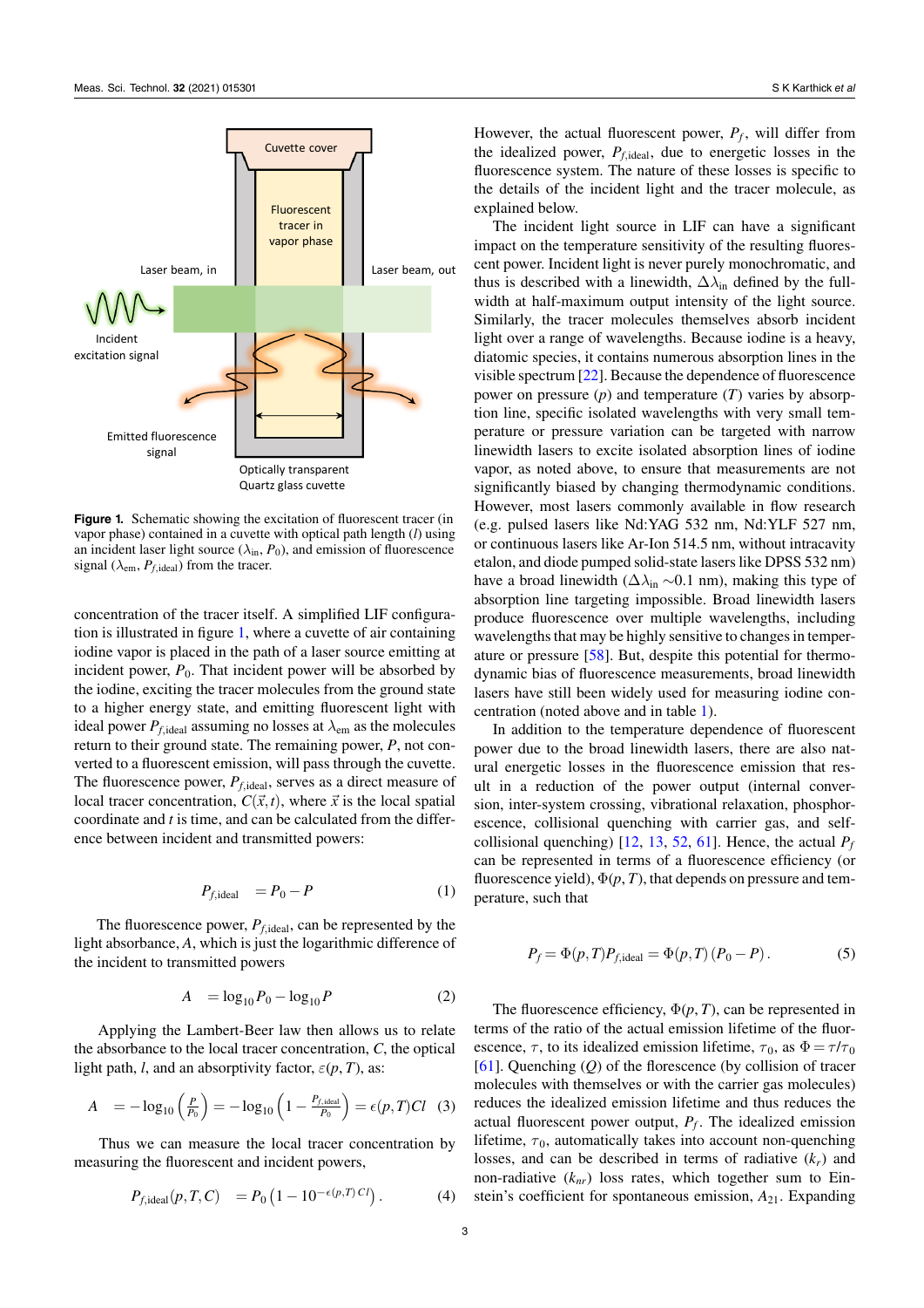**Figure 1.** Schematic showing the excitation of fluorescent tracer (in vapor phase) contained in a cuvette with optical path length ($l$) using an incident laser light source ($\lambda_{\text{in}}$, $P_0$), and emission of fluorescence signal ($\lambda_{\text{em}}$, $P_{f,\text{ideal}}$) from the tracer.

concentration of the tracer itself. A simplified LIF configuration is illustrated in figure 1, where a cuvette of air containing iodine vapor is placed in the path of a laser source emitting at incident power, $P_0$. That incident power will be absorbed by the iodine, exciting the tracer molecules from the ground state to a higher energy state, and emitting fluorescent light with ideal power $P_{f,\text{ideal}}$ assuming no losses at $\lambda_{\text{em}}$ as the molecules return to their ground state. The remaining power, $P$, not converted to a fluorescent emission, will pass through the cuvette. The fluorescence power, $P_{f,\text{ideal}}$, serves as a direct measure of local tracer concentration, $C(\vec{x},t)$, where $\vec{x}$ is the local spatial coordinate and $t$ is time, and can be calculated from the difference between incident and transmitted powers:

$$P_{f,\text{ideal}} = P_0 - P \tag{1}$$

The fluorescence power, $P_{f,\text{ideal}}$, can be represented by the light absorbance, $A$, which is just the logarithmic difference of the incident to transmitted powers

$$A = \log_{10} P_0 - \log_{10} P \tag{2}$$

Applying the Lambert-Beer law then allows us to relate the absorbance to the local tracer concentration, $C$, the optical light path, $l$, and an absorptivity factor, $\varepsilon(p,T)$, as:

$$A = -\log_{10}\left(\frac{P}{P_0}\right) = -\log_{10}\left(1 - \frac{P_{f,\text{ideal}}}{P_0}\right) = \epsilon(p,T)Cl \tag{3}$$

Thus we can measure the local tracer concentration by measuring the fluorescent and incident powers,

$$P_{f,\text{ideal}}(p,T,C) = P_0\left(1 - 10^{-\epsilon(p,T)\,Cl}\right). \tag{4}$$

However, the actual fluorescent power, $P_f$, will differ from the idealized power, $P_{f,\text{ideal}}$, due to energetic losses in the fluorescence system. The nature of these losses is specific to the details of the incident light and the tracer molecule, as explained below.

The incident light source in LIF can have a significant impact on the temperature sensitivity of the resulting fluorescent power. Incident light is never purely monochromatic, and thus is described with a linewidth, $\Delta\lambda_{\text{in}}$ defined by the full-width at half-maximum output intensity of the light source. Similarly, the tracer molecules themselves absorb incident light over a range of wavelengths. Because iodine is a heavy, diatomic species, it contains numerous absorption lines in the visible spectrum [22]. Because the dependence of fluorescence power on pressure ($p$) and temperature ($T$) varies by absorption line, specific isolated wavelengths with very small temperature or pressure variation can be targeted with narrow linewidth lasers to excite isolated absorption lines of iodine vapor, as noted above, to ensure that measurements are not significantly biased by changing thermodynamic conditions. However, most lasers commonly available in flow research (e.g. pulsed lasers like Nd:YAG 532 nm, Nd:YLF 527 nm, or continuous lasers like Ar-Ion 514.5 nm, without intracavity etalon, and diode pumped solid-state lasers like DPSS 532 nm) have a broad linewidth ($\Delta\lambda_{\text{in}}$ ~0.1 nm), making this type of absorption line targeting impossible. Broad linewidth lasers produce fluorescence over multiple wavelengths, including wavelengths that may be highly sensitive to changes in temperature or pressure [58]. But, despite this potential for thermodynamic bias of fluorescence measurements, broad linewidth lasers have still been widely used for measuring iodine concentration (noted above and in table 1).

In addition to the temperature dependence of fluorescent power due to the broad linewidth lasers, there are also natural energetic losses in the fluorescence emission that result in a reduction of the power output (internal conversion, inter-system crossing, vibrational relaxation, phosphorescence, collisional quenching with carrier gas, and self-collisional quenching) [12, 13, 52, 61]. Hence, the actual $P_f$ can be represented in terms of a fluorescence efficiency (or fluorescence yield), $\Phi(p,T)$, that depends on pressure and temperature, such that

$$P_f = \Phi(p,T)P_{f,\text{ideal}} = \Phi(p,T)\left(P_0 - P\right). \tag{5}$$

The fluorescence efficiency, $\Phi(p,T)$, can be represented in terms of the ratio of the actual emission lifetime of the fluorescence, $\tau$, to its idealized emission lifetime, $\tau_0$, as $\Phi = \tau/\tau_0$ [61]. Quenching ($Q$) of the florescence (by collision of tracer molecules with themselves or with the carrier gas molecules) reduces the idealized emission lifetime and thus reduces the actual fluorescent power output, $P_f$. The idealized emission lifetime, $\tau_0$, automatically takes into account non-quenching losses, and can be described in terms of radiative ($k_r$) and non-radiative ($k_{nr}$) loss rates, which together sum to Einstein's coefficient for spontaneous emission, $A_{21}$. Expanding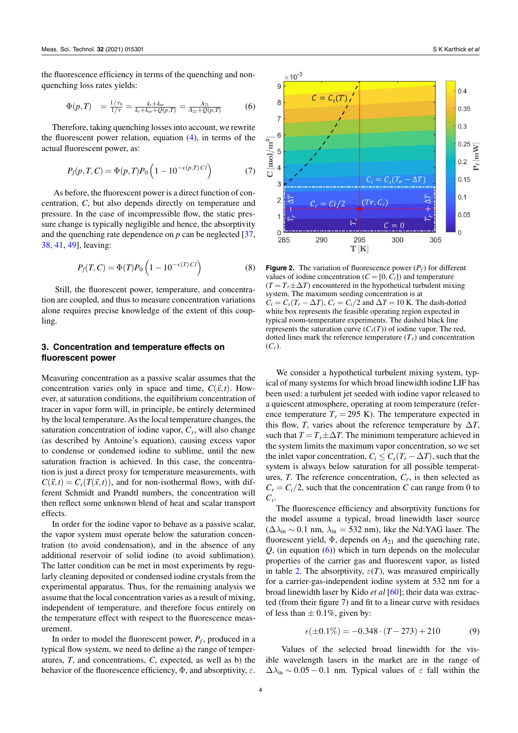the fluorescence efficiency in terms of the quenching and non-quenching loss rates yields:

$$\Phi(p,T) \;= \frac{1/\tau_0}{1/\tau} = \frac{k_r + k_{nr}}{k_r + k_{nr} + Q(p,T)} = \frac{A_{21}}{A_{21} + Q(p,T)} \qquad (6)$$

Therefore, taking quenching losses into account, we rewrite the fluorescent power relation, equation (4), in terms of the actual fluorescent power, as:

$$P_f(p,T,C) = \Phi(p,T) P_0 \left(1 - 10^{-\epsilon(p,T)\,Cl}\right) \qquad (7)$$

As before, the fluorescent power is a direct function of concentration, $C$, but also depends directly on temperature and pressure. In the case of incompressible flow, the static pressure change is typically negligible and hence, the absorptivity and the quenching rate dependence on $p$ can be neglected [37, 38, 41, 49], leaving:

$$P_f(T,C) = \Phi(T) P_0 \left(1 - 10^{-\epsilon(T)\,Cl}\right) \qquad (8)$$

Still, the fluorescent power, temperature, and concentration are coupled, and thus to measure concentration variations alone requires precise knowledge of the extent of this coupling.

## 3. Concentration and temperature effects on fluorescent power

Measuring concentration as a passive scalar assumes that the concentration varies only in space and time, $C(\vec{x},t)$. However, at saturation conditions, the equilibrium concentration of tracer in vapor form will, in principle, be entirely determined by the local temperature. As the local temperature changes, the saturation concentration of iodine vapor, $C_s$, will also change (as described by Antoine's equation), causing excess vapor to condense or condensed iodine to sublime, until the new saturation fraction is achieved. In this case, the concentration is just a direct proxy for temperature measurements, with $C(\vec{x},t) = C_s(T(\vec{x},t))$, and for non-isothermal flows, with different Schmidt and Prandtl numbers, the concentration will then reflect some unknown blend of heat and scalar transport effects.

In order for the iodine vapor to behave as a passive scalar, the vapor system must operate below the saturation concentration (to avoid condensation), and in the absence of any additional reservoir of solid iodine (to avoid sublimation). The latter condition can be met in most experiments by regularly cleaning deposited or condensed iodine crystals from the experimental apparatus. Thus, for the remaining analysis we assume that the local concentration varies as a result of mixing, independent of temperature, and therefore focus entirely on the temperature effect with respect to the fluorescence measurement.

In order to model the fluorescent power, $P_f$, produced in a typical flow system, we need to define a) the range of temperatures, $T$, and concentrations, $C$, expected, as well as b) the behavior of the fluorescence efficiency, $\Phi$, and absorptivity, $\varepsilon$.

**Figure 2.** The variation of fluorescence power ($P_f$) for different values of iodine concentration ($C = [0, C_i]$) and temperature ($T = T_r \pm \Delta T$) encountered in the hypothetical turbulent mixing system. The maximum seeding concentration is at $C_i = C_s(T_r - \Delta T)$, $C_r = C_i/2$ and $\Delta T = 10$ K. The dash-dotted white box represents the feasible operating region expected in typical room-temperature experiments. The dashed black line represents the saturation curve ($C_s(T)$) of iodine vapor. The red, dotted lines mark the reference temperature ($T_r$) and concentration ($C_r$).

We consider a hypothetical turbulent mixing system, typical of many systems for which broad linewidth iodine LIF has been used: a turbulent jet seeded with iodine vapor released to a quiescent atmosphere, operating at room temperature (reference temperature $T_r = 295$ K). The temperature expected in this flow, $T$, varies about the reference temperature by $\Delta T$, such that $T = T_r \pm \Delta T$. The minimum temperature achieved in the system limits the maximum vapor concentration, so we set the inlet vapor concentration, $C_i \leq C_s(T_r - \Delta T)$, such that the system is always below saturation for all possible temperatures, $T$. The reference concentration, $C_r$, is then selected as $C_r = C_i/2$, such that the concentration $C$ can range from 0 to $C_i$.

The fluorescence efficiency and absorptivity functions for the model assume a typical, broad linewidth laser source ($\Delta\lambda_{\mathrm{in}} \sim 0.1$ nm, $\lambda_{\mathrm{in}} = 532$ nm), like the Nd:YAG laser. The fluorescent yield, $\Phi$, depends on $A_{21}$ and the quenching rate, $Q$, (in equation (6)) which in turn depends on the molecular properties of the carrier gas and fluorescent vapor, as listed in table 2. The absorptivity, $\varepsilon(T)$, was measured empirically for a carrier-gas-independent iodine system at 532 nm for a broad linewidth laser by Kido *et al* [60]; their data was extracted (from their figure 7) and fit to a linear curve with residues of less than $\pm$ 0.1%, given by:

$$\epsilon(\pm 0.1\%) = -0.348 \cdot (T - 273) + 210 \qquad (9)$$

Values of the selected broad linewidth for the visible wavelength lasers in the market are in the range of $\Delta\lambda_{\mathrm{in}} \sim 0.05 - 0.1$ nm. Typical values of $\varepsilon$ fall within the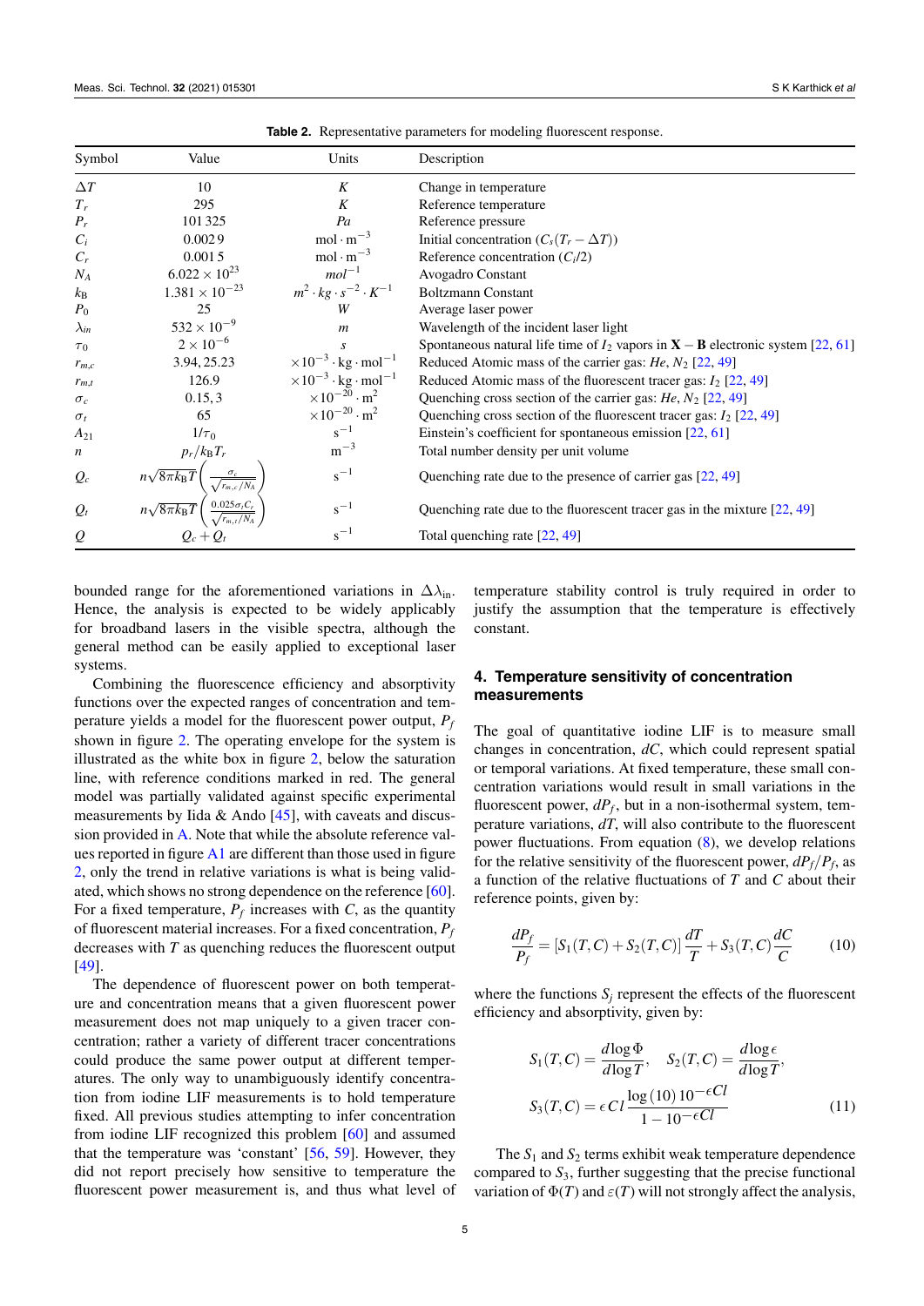**Table 2.** Representative parameters for modeling fluorescent response.

| Symbol | Value | Units | Description |
|---|---|---|---|
| $\Delta T$ | 10 | $K$ | Change in temperature |
| $T_r$ | 295 | $K$ | Reference temperature |
| $P_r$ | 101 325 | $Pa$ | Reference pressure |
| $C_i$ | 0.002 9 | $\text{mol} \cdot \text{m}^{-3}$ | Initial concentration ($C_s(T_r - \Delta T)$) |
| $C_r$ | 0.001 5 | $\text{mol} \cdot \text{m}^{-3}$ | Reference concentration ($C_i/2$) |
| $N_A$ | $6.022 \times 10^{23}$ | $mol^{-1}$ | Avogadro Constant |
| $k_B$ | $1.381 \times 10^{-23}$ | $m^2 \cdot kg \cdot s^{-2} \cdot K^{-1}$ | Boltzmann Constant |
| $P_0$ | 25 | $W$ | Average laser power |
| $\lambda_{in}$ | $532 \times 10^{-9}$ | $m$ | Wavelength of the incident laser light |
| $\tau_0$ | $2 \times 10^{-6}$ | $s$ | Spontaneous natural life time of $I_2$ vapors in $\mathbf{X}-\mathbf{B}$ electronic system [22, 61] |
| $r_{m,c}$ | 3.94, 25.23 | $\times 10^{-3} \cdot \text{kg} \cdot \text{mol}^{-1}$ | Reduced Atomic mass of the carrier gas: *He*, $N_2$ [22, 49] |
| $r_{m,t}$ | 126.9 | $\times 10^{-3} \cdot \text{kg} \cdot \text{mol}^{-1}$ | Reduced Atomic mass of the fluorescent tracer gas: $I_2$ [22, 49] |
| $\sigma_c$ | 0.15, 3 | $\times 10^{-20} \cdot \text{m}^2$ | Quenching cross section of the carrier gas: *He*, $N_2$ [22, 49] |
| $\sigma_t$ | 65 | $\times 10^{-20} \cdot \text{m}^2$ | Quenching cross section of the fluorescent tracer gas: $I_2$ [22, 49] |
| $A_{21}$ | $1/\tau_0$ | $\text{s}^{-1}$ | Einstein's coefficient for spontaneous emission [22, 61] |
| $n$ | $p_r/k_B T_r$ | $\text{m}^{-3}$ | Total number density per unit volume |
| $Q_c$ | $n\sqrt{8\pi k_B T}\left(\frac{\sigma_c}{\sqrt{r_{m,c}/N_A}}\right)$ | $\text{s}^{-1}$ | Quenching rate due to the presence of carrier gas [22, 49] |
| $Q_t$ | $n\sqrt{8\pi k_B T}\left(\frac{0.025\sigma_t C_r}{\sqrt{r_{m,t}/N_A}}\right)$ | $\text{s}^{-1}$ | Quenching rate due to the fluorescent tracer gas in the mixture [22, 49] |
| $Q$ | $Q_c + Q_t$ | $\text{s}^{-1}$ | Total quenching rate [22, 49] |

bounded range for the aforementioned variations in $\Delta\lambda_{\text{in}}$. Hence, the analysis is expected to be widely applicably for broadband lasers in the visible spectra, although the general method can be easily applied to exceptional laser systems.

Combining the fluorescence efficiency and absorptivity functions over the expected ranges of concentration and temperature yields a model for the fluorescent power output, $P_f$ shown in figure 2. The operating envelope for the system is illustrated as the white box in figure 2, below the saturation line, with reference conditions marked in red. The general model was partially validated against specific experimental measurements by Iida & Ando [45], with caveats and discussion provided in A. Note that while the absolute reference values reported in figure A1 are different than those used in figure 2, only the trend in relative variations is what is being validated, which shows no strong dependence on the reference [60]. For a fixed temperature, $P_f$ increases with $C$, as the quantity of fluorescent material increases. For a fixed concentration, $P_f$ decreases with $T$ as quenching reduces the fluorescent output [49].

The dependence of fluorescent power on both temperature and concentration means that a given fluorescent power measurement does not map uniquely to a given tracer concentration; rather a variety of different tracer concentrations could produce the same power output at different temperatures. The only way to unambiguously identify concentration from iodine LIF measurements is to hold temperature fixed. All previous studies attempting to infer concentration from iodine LIF recognized this problem [60] and assumed that the temperature was 'constant' [56, 59]. However, they did not report precisely how sensitive to temperature the fluorescent power measurement is, and thus what level of temperature stability control is truly required in order to justify the assumption that the temperature is effectively constant.

## 4. Temperature sensitivity of concentration measurements

The goal of quantitative iodine LIF is to measure small changes in concentration, $dC$, which could represent spatial or temporal variations. At fixed temperature, these small concentration variations would result in small variations in the fluorescent power, $dP_f$, but in a non-isothermal system, temperature variations, $dT$, will also contribute to the fluorescent power fluctuations. From equation (8), we develop relations for the relative sensitivity of the fluorescent power, $dP_f/P_f$, as a function of the relative fluctuations of $T$ and $C$ about their reference points, given by:

$$\frac{dP_f}{P_f} = \left[S_1(T,C) + S_2(T,C)\right]\frac{dT}{T} + S_3(T,C)\frac{dC}{C} \tag{10}$$

where the functions $S_j$ represent the effects of the fluorescent efficiency and absorptivity, given by:

$$S_1(T,C) = \frac{d\log\Phi}{d\log T}, \quad S_2(T,C) = \frac{d\log\epsilon}{d\log T},$$
$$S_3(T,C) = \epsilon\, C l\, \frac{\log(10)\, 10^{-\epsilon C l}}{1 - 10^{-\epsilon C l}} \tag{11}$$

The $S_1$ and $S_2$ terms exhibit weak temperature dependence compared to $S_3$, further suggesting that the precise functional variation of $\Phi(T)$ and $\varepsilon(T)$ will not strongly affect the analysis,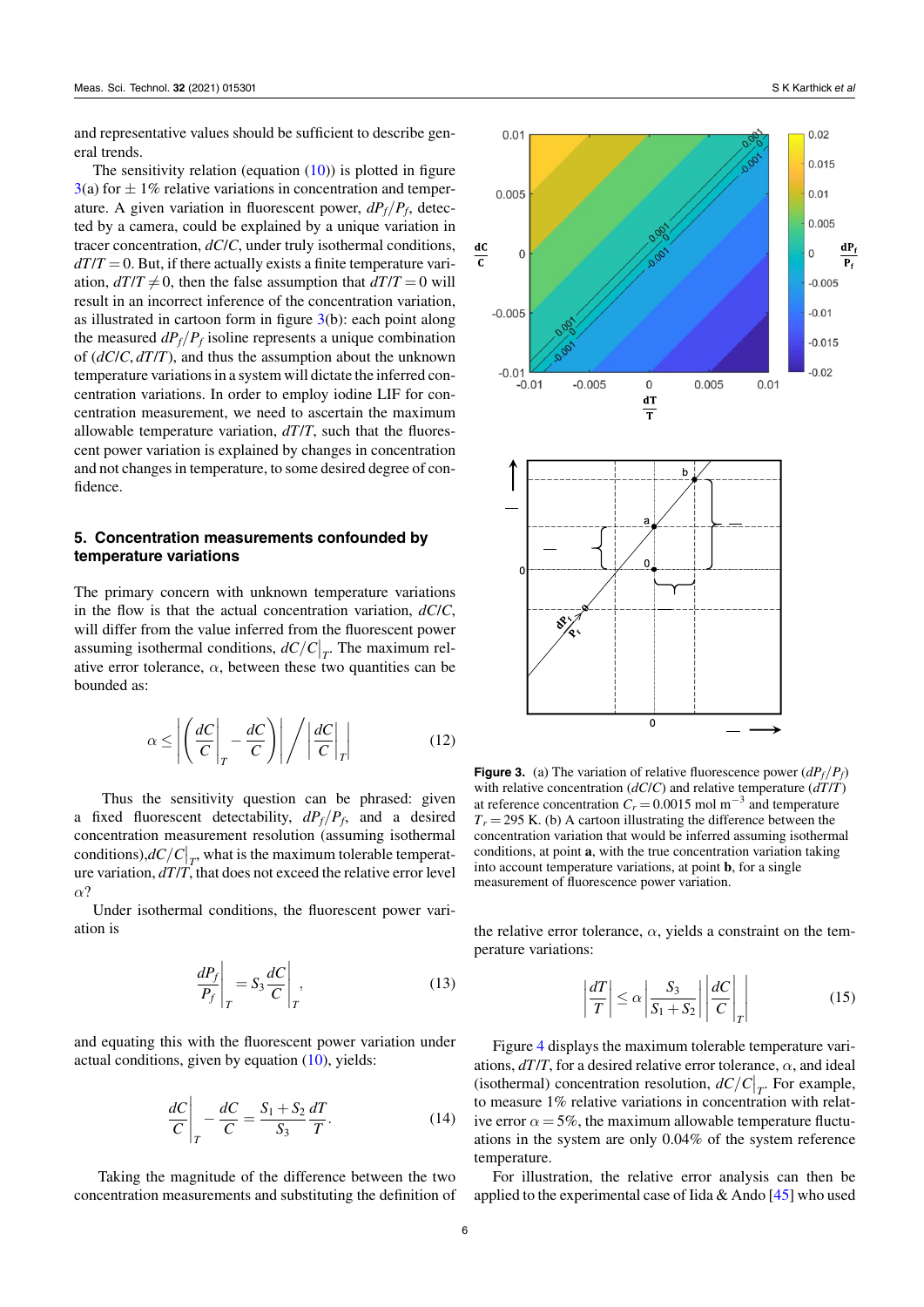and representative values should be sufficient to describe general trends.

The sensitivity relation (equation (10)) is plotted in figure 3(a) for $\pm$ 1% relative variations in concentration and temperature. A given variation in fluorescent power, $dP_f/P_f$, detected by a camera, could be explained by a unique variation in tracer concentration, $dC/C$, under truly isothermal conditions, $dT/T = 0$. But, if there actually exists a finite temperature variation, $dT/T \neq 0$, then the false assumption that $dT/T = 0$ will result in an incorrect inference of the concentration variation, as illustrated in cartoon form in figure 3(b): each point along the measured $dP_f/P_f$ isoline represents a unique combination of $(dC/C, dT/T)$, and thus the assumption about the unknown temperature variations in a system will dictate the inferred concentration variations. In order to employ iodine LIF for concentration measurement, we need to ascertain the maximum allowable temperature variation, $dT/T$, such that the fluorescent power variation is explained by changes in concentration and not changes in temperature, to some desired degree of confidence.

## 5. Concentration measurements confounded by temperature variations

The primary concern with unknown temperature variations in the flow is that the actual concentration variation, $dC/C$, will differ from the value inferred from the fluorescent power assuming isothermal conditions, $dC/C\big|_T$. The maximum relative error tolerance, $\alpha$, between these two quantities can be bounded as:

$$\alpha \leq \left| \left( \frac{dC}{C}\bigg|_T - \frac{dC}{C} \right) \right| \bigg/ \left| \frac{dC}{C}\bigg|_T \right| \tag{12}$$

Thus the sensitivity question can be phrased: given a fixed fluorescent detectability, $dP_f/P_f$, and a desired concentration measurement resolution (assuming isothermal conditions),$dC/C\big|_T$, what is the maximum tolerable temperature variation, $dT/T$, that does not exceed the relative error level $\alpha$?

Under isothermal conditions, the fluorescent power variation is

$$\frac{dP_f}{P_f}\bigg|_T = S_3 \frac{dC}{C}\bigg|_T, \tag{13}$$

and equating this with the fluorescent power variation under actual conditions, given by equation (10), yields:

$$\frac{dC}{C}\bigg|_T - \frac{dC}{C} = \frac{S_1 + S_2}{S_3}\frac{dT}{T}. \tag{14}$$

Taking the magnitude of the difference between the two concentration measurements and substituting the definition of the relative error tolerance, $\alpha$, yields a constraint on the temperature variations:

$$\left| \frac{dT}{T} \right| \leq \alpha \left| \frac{S_3}{S_1 + S_2} \right| \left| \frac{dC}{C}\bigg|_T \right| \tag{15}$$

**Figure 3.** (a) The variation of relative fluorescence power ($dP_f/P_f$) with relative concentration ($dC/C$) and relative temperature ($dT/T$) at reference concentration $C_r = 0.0015$ mol m$^{-3}$ and temperature $T_r = 295$ K. (b) A cartoon illustrating the difference between the concentration variation that would be inferred assuming isothermal conditions, at point **a**, with the true concentration variation taking into account temperature variations, at point **b**, for a single measurement of fluorescence power variation.

Figure 4 displays the maximum tolerable temperature variations, $dT/T$, for a desired relative error tolerance, $\alpha$, and ideal (isothermal) concentration resolution, $dC/C\big|_T$. For example, to measure 1% relative variations in concentration with relative error $\alpha = 5\%$, the maximum allowable temperature fluctuations in the system are only 0.04% of the system reference temperature.

For illustration, the relative error analysis can then be applied to the experimental case of Iida & Ando [45] who used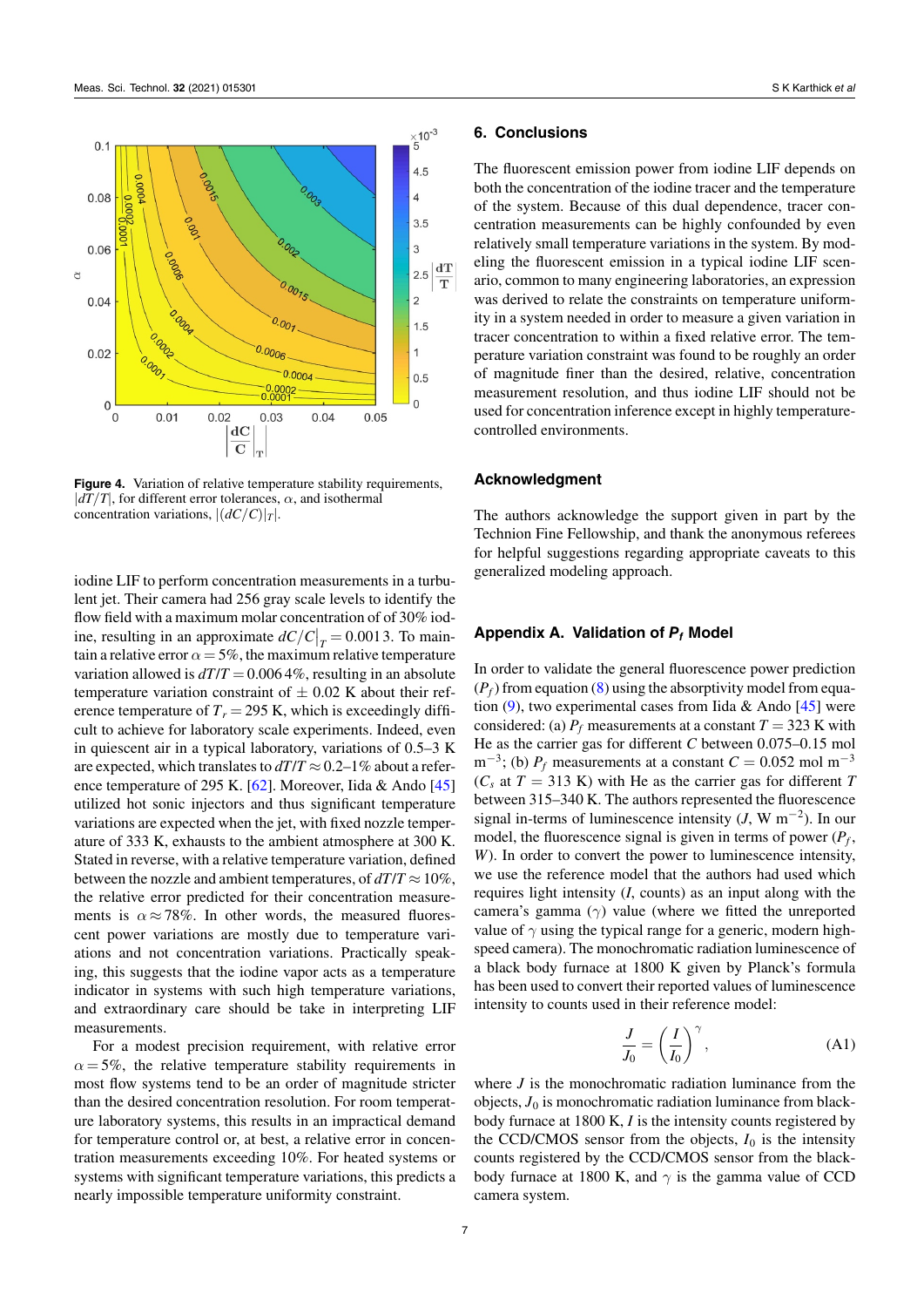**Figure 4.** Variation of relative temperature stability requirements, $|dT/T|$, for different error tolerances, $\alpha$, and isothermal concentration variations, $|(dC/C)|_T|$.

iodine LIF to perform concentration measurements in a turbulent jet. Their camera had 256 gray scale levels to identify the flow field with a maximum molar concentration of of 30% iodine, resulting in an approximate $dC/C|_T = 0.0013$. To maintain a relative error $\alpha = 5\%$, the maximum relative temperature variation allowed is $dT/T = 0.0064\%$, resulting in an absolute temperature variation constraint of $\pm$ 0.02 K about their reference temperature of $T_r = 295$ K, which is exceedingly difficult to achieve for laboratory scale experiments. Indeed, even in quiescent air in a typical laboratory, variations of 0.5–3 K are expected, which translates to $dT/T \approx 0.2$–$1\%$ about a reference temperature of 295 K. [62]. Moreover, Iida & Ando [45] utilized hot sonic injectors and thus significant temperature variations are expected when the jet, with fixed nozzle temperature of 333 K, exhausts to the ambient atmosphere at 300 K. Stated in reverse, with a relative temperature variation, defined between the nozzle and ambient temperatures, of $dT/T \approx 10\%$, the relative error predicted for their concentration measurements is $\alpha \approx 78\%$. In other words, the measured fluorescent power variations are mostly due to temperature variations and not concentration variations. Practically speaking, this suggests that the iodine vapor acts as a temperature indicator in systems with such high temperature variations, and extraordinary care should be take in interpreting LIF measurements.

For a modest precision requirement, with relative error $\alpha = 5\%$, the relative temperature stability requirements in most flow systems tend to be an order of magnitude stricter than the desired concentration resolution. For room temperature laboratory systems, this results in an impractical demand for temperature control or, at best, a relative error in concentration measurements exceeding 10%. For heated systems or systems with significant temperature variations, this predicts a nearly impossible temperature uniformity constraint.

## 6. Conclusions

The fluorescent emission power from iodine LIF depends on both the concentration of the iodine tracer and the temperature of the system. Because of this dual dependence, tracer concentration measurements can be highly confounded by even relatively small temperature variations in the system. By modeling the fluorescent emission in a typical iodine LIF scenario, common to many engineering laboratories, an expression was derived to relate the constraints on temperature uniformity in a system needed in order to measure a given variation in tracer concentration to within a fixed relative error. The temperature variation constraint was found to be roughly an order of magnitude finer than the desired, relative, concentration measurement resolution, and thus iodine LIF should not be used for concentration inference except in highly temperature-controlled environments.

## Acknowledgment

The authors acknowledge the support given in part by the Technion Fine Fellowship, and thank the anonymous referees for helpful suggestions regarding appropriate caveats to this generalized modeling approach.

## Appendix A. Validation of $P_f$ Model

In order to validate the general fluorescence power prediction ($P_f$) from equation (8) using the absorptivity model from equation (9), two experimental cases from Iida & Ando [45] were considered: (a) $P_f$ measurements at a constant $T = 323$ K with He as the carrier gas for different $C$ between 0.075–0.15 mol m$^{-3}$; (b) $P_f$ measurements at a constant $C = 0.052$ mol m$^{-3}$ ($C_s$ at $T = 313$ K) with He as the carrier gas for different $T$ between 315–340 K. The authors represented the fluorescence signal in-terms of luminescence intensity ($J$, W m$^{-2}$). In our model, the fluorescence signal is given in terms of power ($P_f$, $W$). In order to convert the power to luminescence intensity, we use the reference model that the authors had used which requires light intensity ($I$, counts) as an input along with the camera's gamma ($\gamma$) value (where we fitted the unreported value of $\gamma$ using the typical range for a generic, modern high-speed camera). The monochromatic radiation luminescence of a black body furnace at 1800 K given by Planck's formula has been used to convert their reported values of luminescence intensity to counts used in their reference model:

$$\frac{J}{J_0} = \left(\frac{I}{I_0}\right)^{\gamma}, \tag{A1}$$

where $J$ is the monochromatic radiation luminance from the objects, $J_0$ is monochromatic radiation luminance from blackbody furnace at 1800 K, $I$ is the intensity counts registered by the CCD/CMOS sensor from the objects, $I_0$ is the intensity counts registered by the CCD/CMOS sensor from the blackbody furnace at 1800 K, and $\gamma$ is the gamma value of CCD camera system.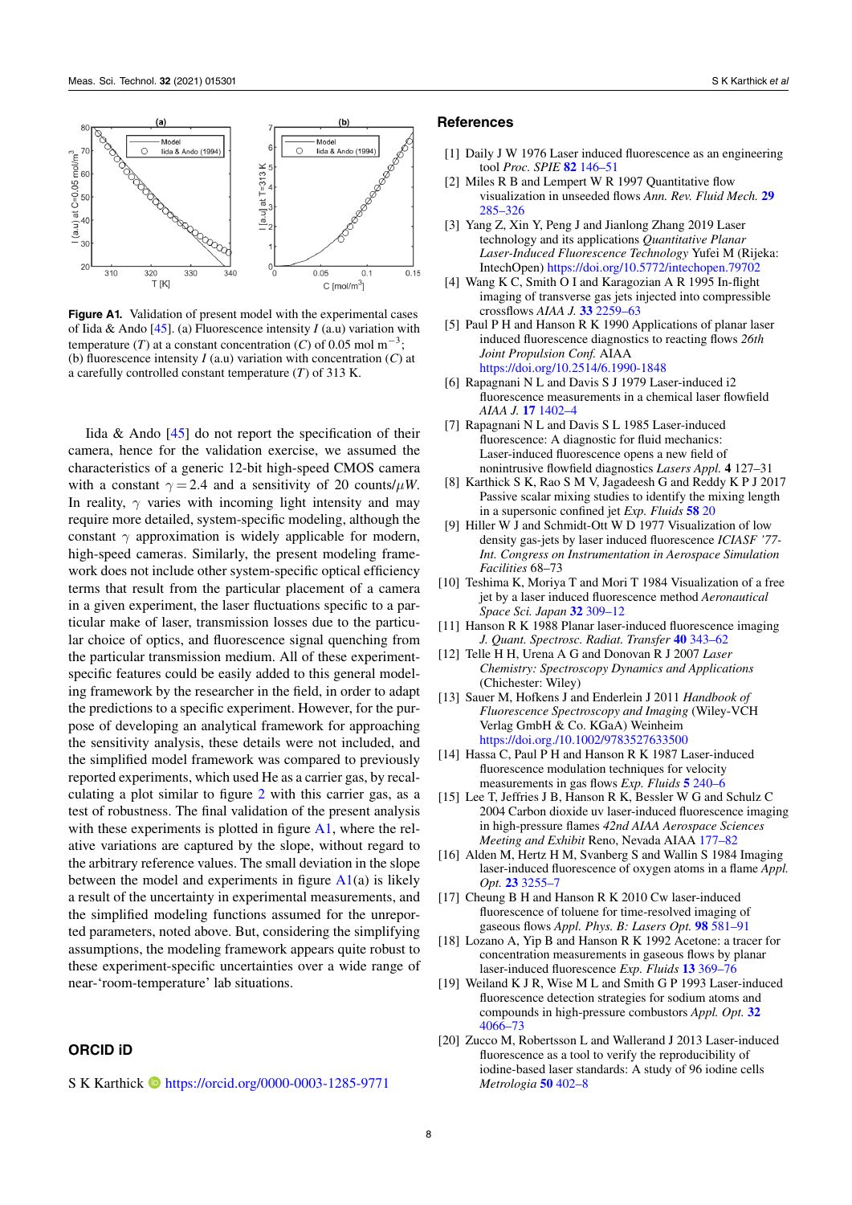**Figure A1.** Validation of present model with the experimental cases of Iida & Ando [45]. (a) Fluorescence intensity $I$ (a.u) variation with temperature ($T$) at a constant concentration ($C$) of 0.05 mol m$^{-3}$; (b) fluorescence intensity $I$ (a.u) variation with concentration ($C$) at a carefully controlled constant temperature ($T$) of 313 K.

Iida & Ando [45] do not report the specification of their camera, hence for the validation exercise, we assumed the characteristics of a generic 12-bit high-speed CMOS camera with a constant $\gamma = 2.4$ and a sensitivity of 20 counts/$\mu W$. In reality, $\gamma$ varies with incoming light intensity and may require more detailed, system-specific modeling, although the constant $\gamma$ approximation is widely applicable for modern, high-speed cameras. Similarly, the present modeling framework does not include other system-specific optical efficiency terms that result from the particular placement of a camera in a given experiment, the laser fluctuations specific to a particular make of laser, transmission losses due to the particular choice of optics, and fluorescence signal quenching from the particular transmission medium. All of these experiment-specific features could be easily added to this general modeling framework by the researcher in the field, in order to adapt the predictions to a specific experiment. However, for the purpose of developing an analytical framework for approaching the sensitivity analysis, these details were not included, and the simplified model framework was compared to previously reported experiments, which used He as a carrier gas, by recalculating a plot similar to figure 2 with this carrier gas, as a test of robustness. The final validation of the present analysis with these experiments is plotted in figure A1, where the relative variations are captured by the slope, without regard to the arbitrary reference values. The small deviation in the slope between the model and experiments in figure A1(a) is likely a result of the uncertainty in experimental measurements, and the simplified modeling functions assumed for the unreported parameters, noted above. But, considering the simplifying assumptions, the modeling framework appears quite robust to these experiment-specific uncertainties over a wide range of near-'room-temperature' lab situations.

## ORCID iD

S K Karthick https://orcid.org/0000-0003-1285-9771

## References

[1] Daily J W 1976 Laser induced fluorescence as an engineering tool *Proc. SPIE* **82** 146–51

[2] Miles R B and Lempert W R 1997 Quantitative flow visualization in unseeded flows *Ann. Rev. Fluid Mech.* **29** 285–326

[3] Yang Z, Xin Y, Peng J and Jianlong Zhang 2019 Laser technology and its applications *Quantitative Planar Laser-Induced Fluorescence Technology* Yufei M (Rijeka: IntechOpen) https://doi.org/10.5772/intechopen.79702

[4] Wang K C, Smith O I and Karagozian A R 1995 In-flight imaging of transverse gas jets injected into compressible crossflows *AIAA J.* **33** 2259–63

[5] Paul P H and Hanson R K 1990 Applications of planar laser induced fluorescence diagnostics to reacting flows *26th Joint Propulsion Conf.* AIAA https://doi.org/10.2514/6.1990-1848

[6] Rapagnani N L and Davis S J 1979 Laser-induced i2 fluorescence measurements in a chemical laser flowfield *AIAA J.* **17** 1402–4

[7] Rapagnani N L and Davis S L 1985 Laser-induced fluorescence: A diagnostic for fluid mechanics: Laser-induced fluorescence opens a new field of nonintrusive flowfield diagnostics *Lasers Appl.* **4** 127–31

[8] Karthick S K, Rao S M V, Jagadeesh G and Reddy K P J 2017 Passive scalar mixing studies to identify the mixing length in a supersonic confined jet *Exp. Fluids* **58** 20

[9] Hiller W J and Schmidt-Ott W D 1977 Visualization of low density gas-jets by laser induced fluorescence *ICIASF '77-Int. Congress on Instrumentation in Aerospace Simulation Facilities* 68–73

[10] Teshima K, Moriya T and Mori T 1984 Visualization of a free jet by a laser induced fluorescence method *Aeronautical Space Sci. Japan* **32** 309–12

[11] Hanson R K 1988 Planar laser-induced fluorescence imaging *J. Quant. Spectrosc. Radiat. Transfer* **40** 343–62

[12] Telle H H, Urena A G and Donovan R J 2007 *Laser Chemistry: Spectroscopy Dynamics and Applications* (Chichester: Wiley)

[13] Sauer M, Hofkens J and Enderlein J 2011 *Handbook of Fluorescence Spectroscopy and Imaging* (Wiley-VCH Verlag GmbH & Co. KGaA) Weinheim https://doi.org./10.1002/9783527633500

[14] Hassa C, Paul P H and Hanson R K 1987 Laser-induced fluorescence modulation techniques for velocity measurements in gas flows *Exp. Fluids* **5** 240–6

[15] Lee T, Jeffries J B, Hanson R K, Bessler W G and Schulz C 2004 Carbon dioxide uv laser-induced fluorescence imaging in high-pressure flames *42nd AIAA Aerospace Sciences Meeting and Exhibit* Reno, Nevada AIAA 177–82

[16] Alden M, Hertz H M, Svanberg S and Wallin S 1984 Imaging laser-induced fluorescence of oxygen atoms in a flame *Appl. Opt.* **23** 3255–7

[17] Cheung B H and Hanson R K 2010 Cw laser-induced fluorescence of toluene for time-resolved imaging of gaseous flows *Appl. Phys. B: Lasers Opt.* **98** 581–91

[18] Lozano A, Yip B and Hanson R K 1992 Acetone: a tracer for concentration measurements in gaseous flows by planar laser-induced fluorescence *Exp. Fluids* **13** 369–76

[19] Weiland K J R, Wise M L and Smith G P 1993 Laser-induced fluorescence detection strategies for sodium atoms and compounds in high-pressure combustors *Appl. Opt.* **32** 4066–73

[20] Zucco M, Robertsson L and Wallerand J 2013 Laser-induced fluorescence as a tool to verify the reproducibility of iodine-based laser standards: A study of 96 iodine cells *Metrologia* **50** 402–8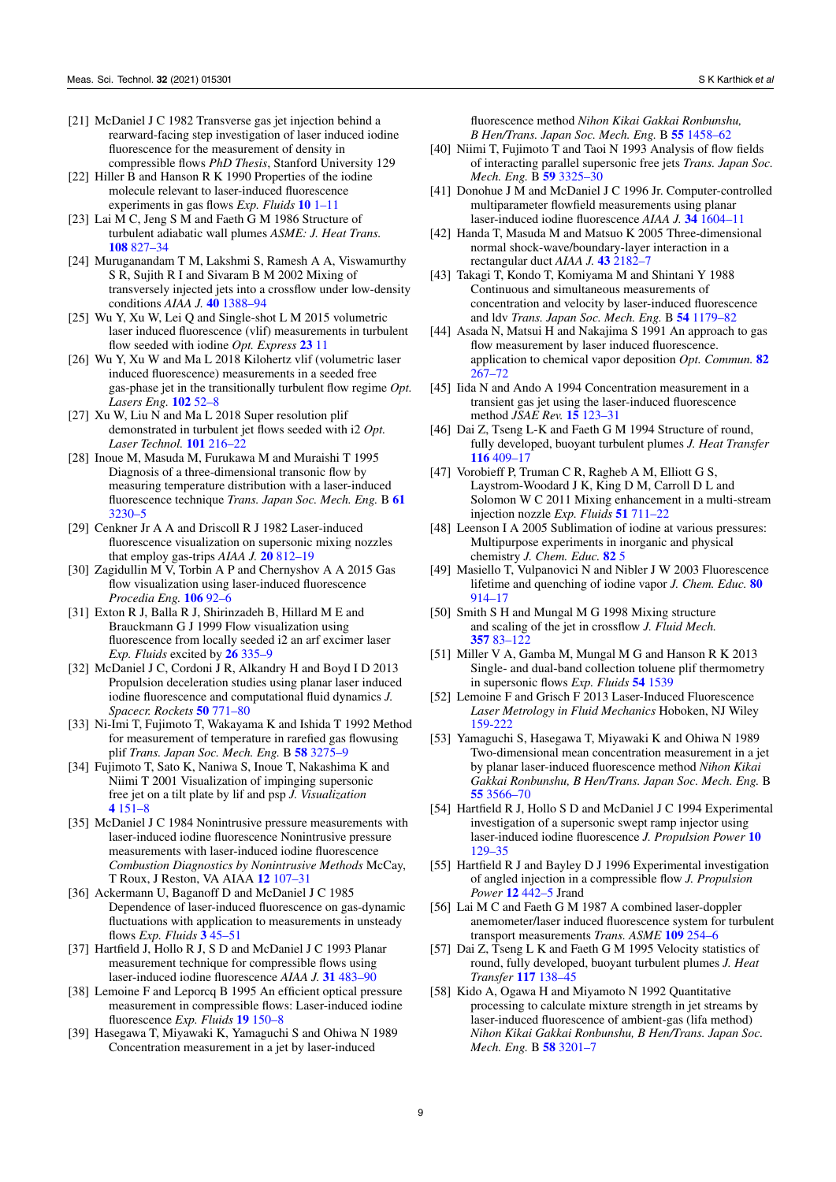[21] McDaniel J C 1982 Transverse gas jet injection behind a rearward-facing step investigation of laser induced iodine fluorescence for the measurement of density in compressible flows *PhD Thesis*, Stanford University 129

[22] Hiller B and Hanson R K 1990 Properties of the iodine molecule relevant to laser-induced fluorescence experiments in gas flows *Exp. Fluids* **10** 1–11

[23] Lai M C, Jeng S M and Faeth G M 1986 Structure of turbulent adiabatic wall plumes *ASME: J. Heat Trans.* **108** 827–34

[24] Muruganandam T M, Lakshmi S, Ramesh A A, Viswamurthy S R, Sujith R I and Sivaram B M 2002 Mixing of transversely injected jets into a crossflow under low-density conditions *AIAA J.* **40** 1388–94

[25] Wu Y, Xu W, Lei Q and Single-shot L M 2015 volumetric laser induced fluorescence (vlif) measurements in turbulent flow seeded with iodine *Opt. Express* **23** 11

[26] Wu Y, Xu W and Ma L 2018 Kilohertz vlif (volumetric laser induced fluorescence) measurements in a seeded free gas-phase jet in the transitionally turbulent flow regime *Opt. Lasers Eng.* **102** 52–8

[27] Xu W, Liu N and Ma L 2018 Super resolution plif demonstrated in turbulent jet flows seeded with i2 *Opt. Laser Technol.* **101** 216–22

[28] Inoue M, Masuda M, Furukawa M and Muraishi T 1995 Diagnosis of a three-dimensional transonic flow by measuring temperature distribution with a laser-induced fluorescence technique *Trans. Japan Soc. Mech. Eng.* B **61** 3230–5

[29] Cenkner Jr A A and Driscoll R J 1982 Laser-induced fluorescence visualization on supersonic mixing nozzles that employ gas-trips *AIAA J.* **20** 812–19

[30] Zagidullin M V, Torbin A P and Chernyshov A A 2015 Gas flow visualization using laser-induced fluorescence *Procedia Eng.* **106** 92–6

[31] Exton R J, Balla R J, Shirinzadeh B, Hillard M E and Brauckmann G J 1999 Flow visualization using fluorescence from locally seeded i2 an arf excimer laser *Exp. Fluids* excited by **26** 335–9

[32] McDaniel J C, Cordoni J R, Alkandry H and Boyd I D 2013 Propulsion deceleration studies using planar laser induced iodine fluorescence and computational fluid dynamics *J. Spacecr. Rockets* **50** 771–80

[33] Ni-Imi T, Fujimoto T, Wakayama K and Ishida T 1992 Method for measurement of temperature in rarefied gas flowusing plif *Trans. Japan Soc. Mech. Eng.* B **58** 3275–9

[34] Fujimoto T, Sato K, Naniwa S, Inoue T, Nakashima K and Niimi T 2001 Visualization of impinging supersonic free jet on a tilt plate by lif and psp *J. Visualization* **4** 151–8

[35] McDaniel J C 1984 Nonintrusive pressure measurements with laser-induced iodine fluorescence Nonintrusive pressure measurements with laser-induced iodine fluorescence *Combustion Diagnostics by Nonintrusive Methods* McCay, T Roux, J Reston, VA AIAA **12** 107–31

[36] Ackermann U, Baganoff D and McDaniel J C 1985 Dependence of laser-induced fluorescence on gas-dynamic fluctuations with application to measurements in unsteady flows *Exp. Fluids* **3** 45–51

[37] Hartfield J, Hollo R J, S D and McDaniel J C 1993 Planar measurement technique for compressible flows using laser-induced iodine fluorescence *AIAA J.* **31** 483–90

[38] Lemoine F and Leporcq B 1995 An efficient optical pressure measurement in compressible flows: Laser-induced iodine fluorescence *Exp. Fluids* **19** 150–8

[39] Hasegawa T, Miyawaki K, Yamaguchi S and Ohiwa N 1989 Concentration measurement in a jet by laser-induced fluorescence method *Nihon Kikai Gakkai Ronbunshu, B Hen/Trans. Japan Soc. Mech. Eng.* B **55** 1458–62

[40] Niimi T, Fujimoto T and Taoi N 1993 Analysis of flow fields of interacting parallel supersonic free jets *Trans. Japan Soc. Mech. Eng.* B **59** 3325–30

[41] Donohue J M and McDaniel J C 1996 Jr. Computer-controlled multiparameter flowfield measurements using planar laser-induced iodine fluorescence *AIAA J.* **34** 1604–11

[42] Handa T, Masuda M and Matsuo K 2005 Three-dimensional normal shock-wave/boundary-layer interaction in a rectangular duct *AIAA J.* **43** 2182–7

[43] Takagi T, Kondo T, Komiyama M and Shintani Y 1988 Continuous and simultaneous measurements of concentration and velocity by laser-induced fluorescence and ldv *Trans. Japan Soc. Mech. Eng.* B **54** 1179–82

[44] Asada N, Matsui H and Nakajima S 1991 An approach to gas flow measurement by laser induced fluorescence. application to chemical vapor deposition *Opt. Commun.* **82** 267–72

[45] Iida N and Ando A 1994 Concentration measurement in a transient gas jet using the laser-induced fluorescence method *JSAE Rev.* **15** 123–31

[46] Dai Z, Tseng L-K and Faeth G M 1994 Structure of round, fully developed, buoyant turbulent plumes *J. Heat Transfer* **116** 409–17

[47] Vorobieff P, Truman C R, Ragheb A M, Elliott G S, Laystrom-Woodard J K, King D M, Carroll D L and Solomon W C 2011 Mixing enhancement in a multi-stream injection nozzle *Exp. Fluids* **51** 711–22

[48] Leenson I A 2005 Sublimation of iodine at various pressures: Multipurpose experiments in inorganic and physical chemistry *J. Chem. Educ.* **82** 5

[49] Masiello T, Vulpanovici N and Nibler J W 2003 Fluorescence lifetime and quenching of iodine vapor *J. Chem. Educ.* **80** 914–17

[50] Smith S H and Mungal M G 1998 Mixing structure and scaling of the jet in crossflow *J. Fluid Mech.* **357** 83–122

[51] Miller V A, Gamba M, Mungal M G and Hanson R K 2013 Single- and dual-band collection toluene plif thermometry in supersonic flows *Exp. Fluids* **54** 1539

[52] Lemoine F and Grisch F 2013 Laser-Induced Fluorescence *Laser Metrology in Fluid Mechanics* Hoboken, NJ Wiley 159-222

[53] Yamaguchi S, Hasegawa T, Miyawaki K and Ohiwa N 1989 Two-dimensional mean concentration measurement in a jet by planar laser-induced fluorescence method *Nihon Kikai Gakkai Ronbunshu, B Hen/Trans. Japan Soc. Mech. Eng.* B **55** 3566–70

[54] Hartfield R J, Hollo S D and McDaniel J C 1994 Experimental investigation of a supersonic swept ramp injector using laser-induced iodine fluorescence *J. Propulsion Power* **10** 129–35

[55] Hartfield R J and Bayley D J 1996 Experimental investigation of angled injection in a compressible flow *J. Propulsion Power* **12** 442–5 Jrand

[56] Lai M C and Faeth G M 1987 A combined laser-doppler anemometer/laser induced fluorescence system for turbulent transport measurements *Trans. ASME* **109** 254–6

[57] Dai Z, Tseng L K and Faeth G M 1995 Velocity statistics of round, fully developed, buoyant turbulent plumes *J. Heat Transfer* **117** 138–45

[58] Kido A, Ogawa H and Miyamoto N 1992 Quantitative processing to calculate mixture strength in jet streams by laser-induced fluorescence of ambient-gas (lifa method) *Nihon Kikai Gakkai Ronbunshu, B Hen/Trans. Japan Soc. Mech. Eng.* B **58** 3201–7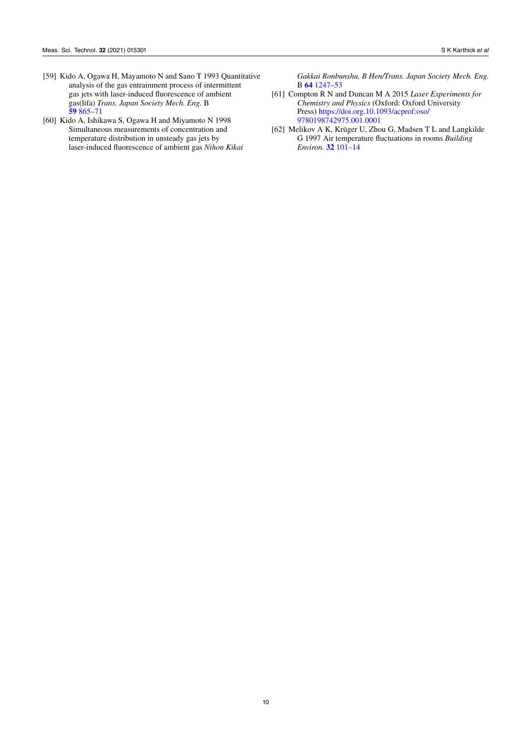[59] Kido A, Ogawa H, Mayamoto N and Sano T 1993 Quantitative analysis of the gas entrainment process of intermittent gas jets with laser-induced fluorescence of ambient gas(lifa) *Trans. Japan Society Mech. Eng.* B **59** 865–71

[60] Kido A, Ishikawa S, Ogawa H and Miyamoto N 1998 Simultaneous measurements of concentration and temperature distribution in unsteady gas jets by laser-induced fluorescence of ambient gas *Nihon Kikai Gakkai Ronbunshu, B Hen/Trans. Japan Society Mech. Eng.* B **64** 1247–53

[61] Compton R N and Duncan M A 2015 *Laser Experiments for Chemistry and Physics* (Oxford: Oxford University Press) https://doi.org.10.1093/acprof:oso/9780198742975.001.0001

[62] Melikov A K, Krüger U, Zhou G, Madsen T L and Langkilde G 1997 Air temperature fluctuations in rooms *Building Environ.* **32** 101–14